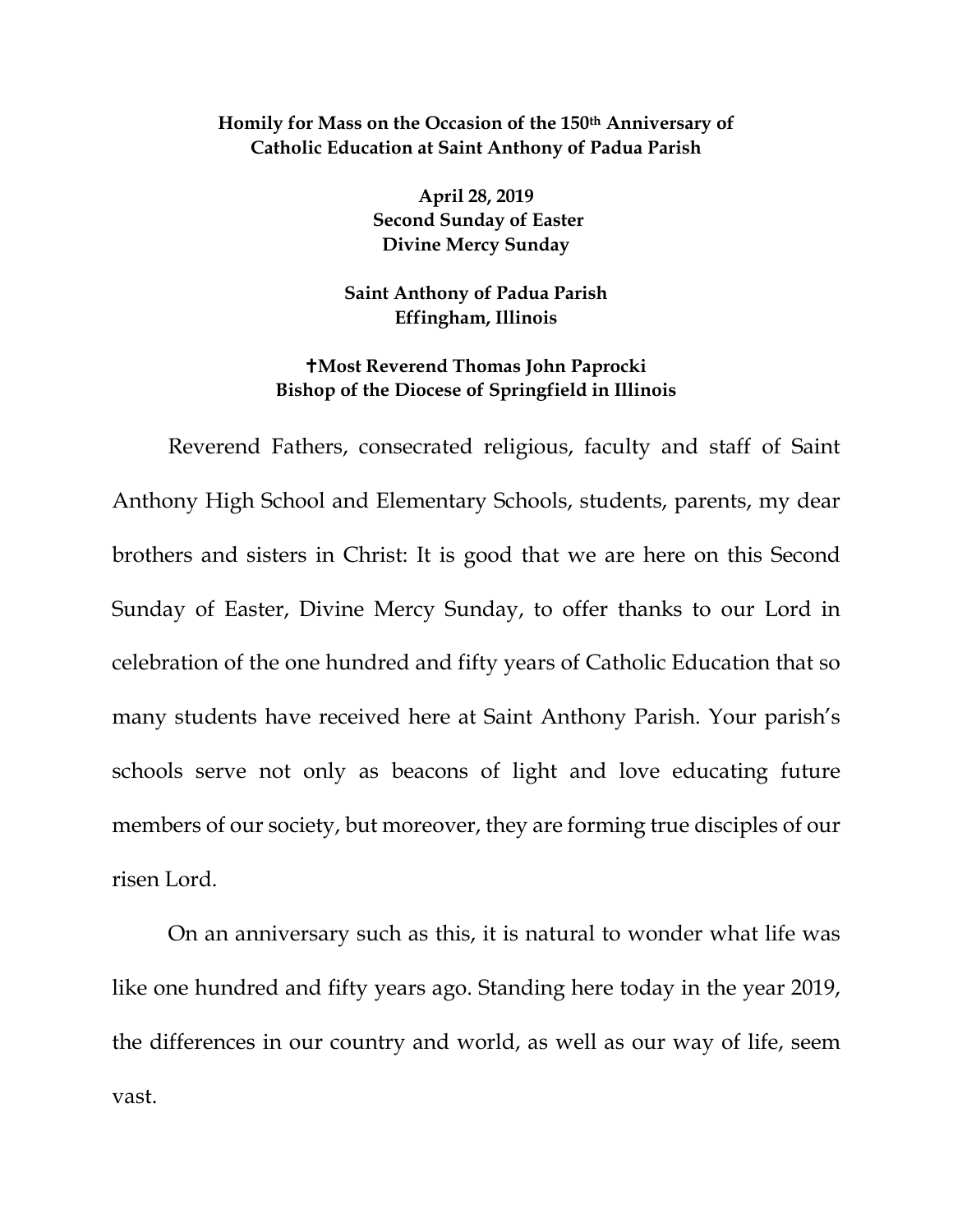**Homily for Mass on the Occasion of the 150th Anniversary of Catholic Education at Saint Anthony of Padua Parish**

**April 28, 2019**
**Second Sunday of Easter**
**Divine Mercy Sunday**

**Saint Anthony of Padua Parish**
**Effingham, Illinois**

**✝Most Reverend Thomas John Paprocki**
**Bishop of the Diocese of Springfield in Illinois**

Reverend Fathers, consecrated religious, faculty and staff of Saint Anthony High School and Elementary Schools, students, parents, my dear brothers and sisters in Christ: It is good that we are here on this Second Sunday of Easter, Divine Mercy Sunday, to offer thanks to our Lord in celebration of the one hundred and fifty years of Catholic Education that so many students have received here at Saint Anthony Parish. Your parish's schools serve not only as beacons of light and love educating future members of our society, but moreover, they are forming true disciples of our risen Lord.

On an anniversary such as this, it is natural to wonder what life was like one hundred and fifty years ago. Standing here today in the year 2019, the differences in our country and world, as well as our way of life, seem vast.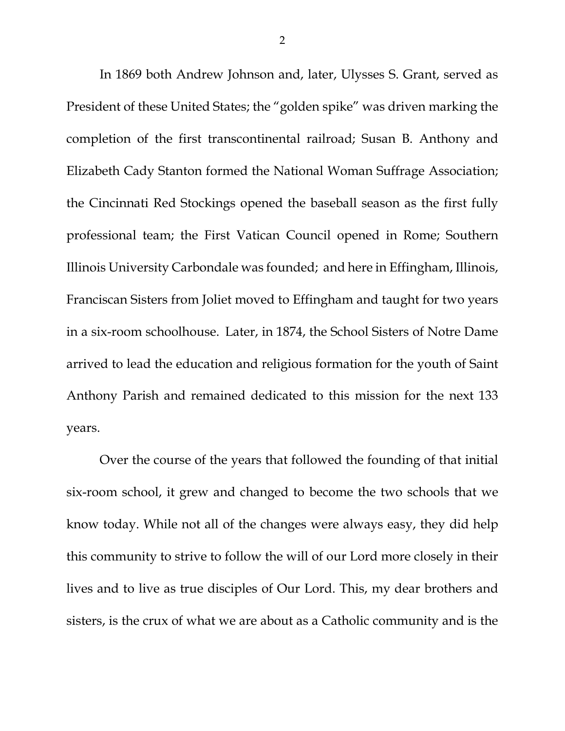In 1869 both Andrew Johnson and, later, Ulysses S. Grant, served as President of these United States; the "golden spike" was driven marking the completion of the first transcontinental railroad; Susan B. Anthony and Elizabeth Cady Stanton formed the National Woman Suffrage Association; the Cincinnati Red Stockings opened the baseball season as the first fully professional team; the First Vatican Council opened in Rome; Southern Illinois University Carbondale was founded; and here in Effingham, Illinois, Franciscan Sisters from Joliet moved to Effingham and taught for two years in a six-room schoolhouse. Later, in 1874, the School Sisters of Notre Dame arrived to lead the education and religious formation for the youth of Saint Anthony Parish and remained dedicated to this mission for the next 133 years.

Over the course of the years that followed the founding of that initial six-room school, it grew and changed to become the two schools that we know today. While not all of the changes were always easy, they did help this community to strive to follow the will of our Lord more closely in their lives and to live as true disciples of Our Lord. This, my dear brothers and sisters, is the crux of what we are about as a Catholic community and is the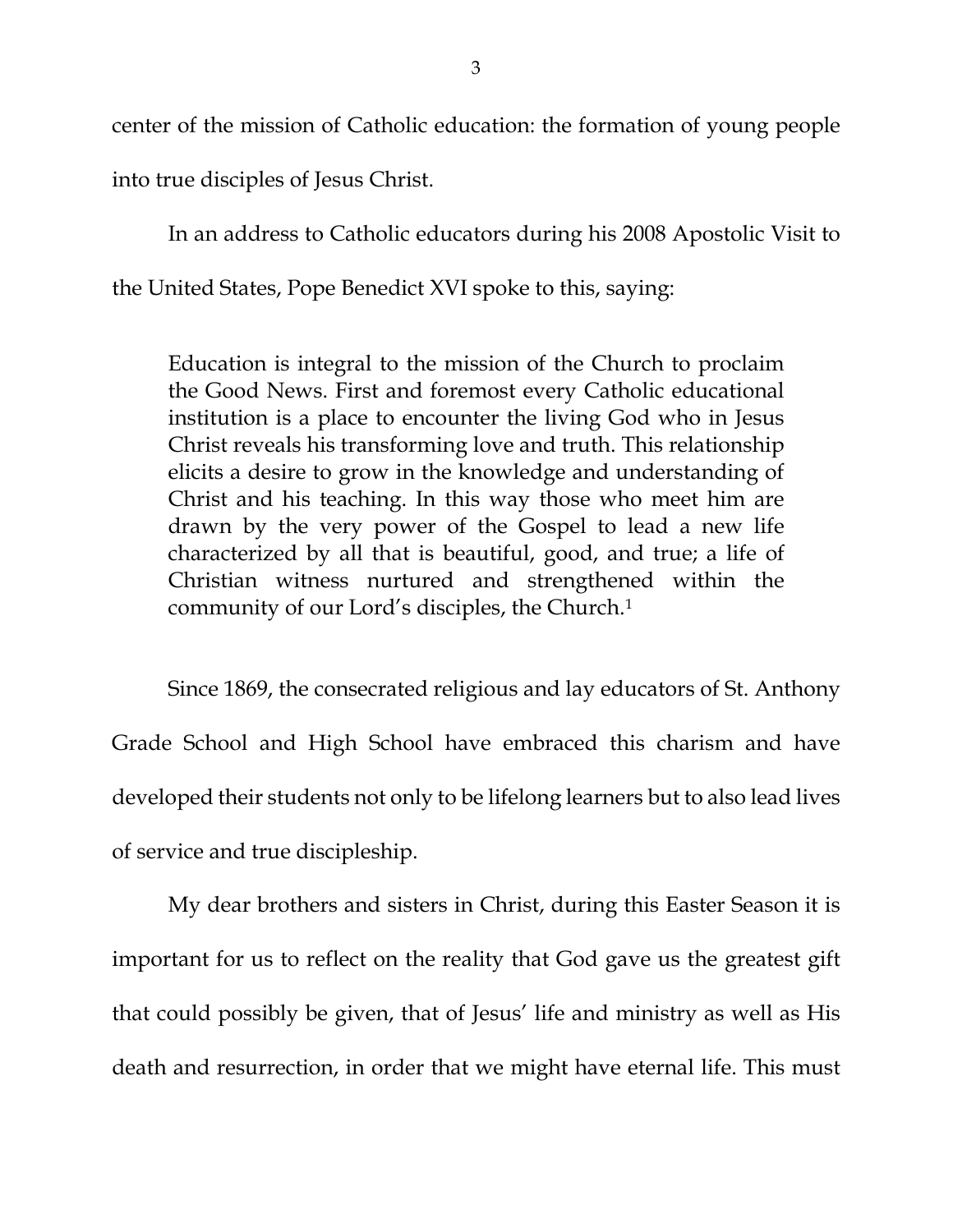center of the mission of Catholic education: the formation of young people into true disciples of Jesus Christ.

In an address to Catholic educators during his 2008 Apostolic Visit to the United States, Pope Benedict XVI spoke to this, saying:

> Education is integral to the mission of the Church to proclaim the Good News. First and foremost every Catholic educational institution is a place to encounter the living God who in Jesus Christ reveals his transforming love and truth. This relationship elicits a desire to grow in the knowledge and understanding of Christ and his teaching. In this way those who meet him are drawn by the very power of the Gospel to lead a new life characterized by all that is beautiful, good, and true; a life of Christian witness nurtured and strengthened within the community of our Lord's disciples, the Church.[1]

Since 1869, the consecrated religious and lay educators of St. Anthony Grade School and High School have embraced this charism and have developed their students not only to be lifelong learners but to also lead lives of service and true discipleship.

My dear brothers and sisters in Christ, during this Easter Season it is important for us to reflect on the reality that God gave us the greatest gift that could possibly be given, that of Jesus' life and ministry as well as His death and resurrection, in order that we might have eternal life. This must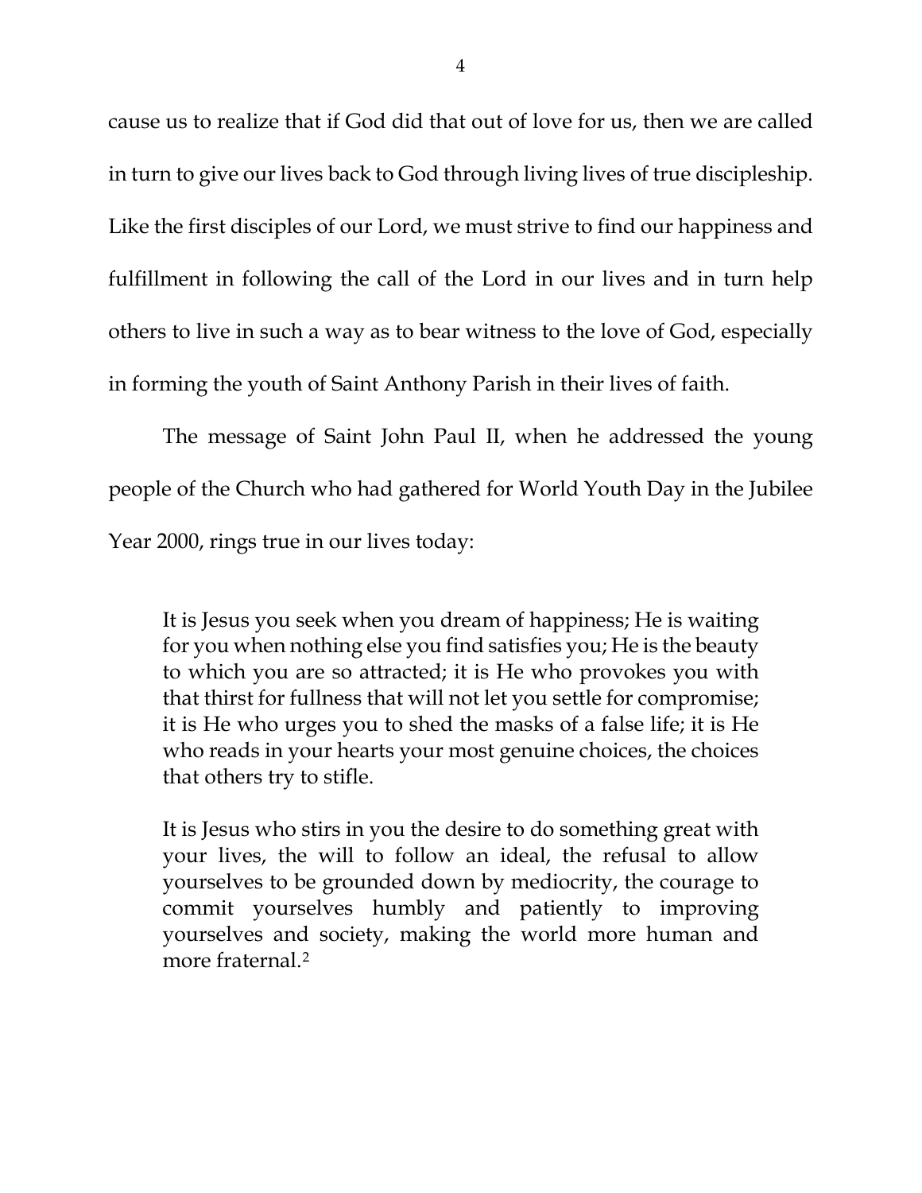cause us to realize that if God did that out of love for us, then we are called in turn to give our lives back to God through living lives of true discipleship. Like the first disciples of our Lord, we must strive to find our happiness and fulfillment in following the call of the Lord in our lives and in turn help others to live in such a way as to bear witness to the love of God, especially in forming the youth of Saint Anthony Parish in their lives of faith.

The message of Saint John Paul II, when he addressed the young people of the Church who had gathered for World Youth Day in the Jubilee Year 2000, rings true in our lives today:

> It is Jesus you seek when you dream of happiness; He is waiting for you when nothing else you find satisfies you; He is the beauty to which you are so attracted; it is He who provokes you with that thirst for fullness that will not let you settle for compromise; it is He who urges you to shed the masks of a false life; it is He who reads in your hearts your most genuine choices, the choices that others try to stifle.
>
> It is Jesus who stirs in you the desire to do something great with your lives, the will to follow an ideal, the refusal to allow yourselves to be grounded down by mediocrity, the courage to commit yourselves humbly and patiently to improving yourselves and society, making the world more human and more fraternal.[2]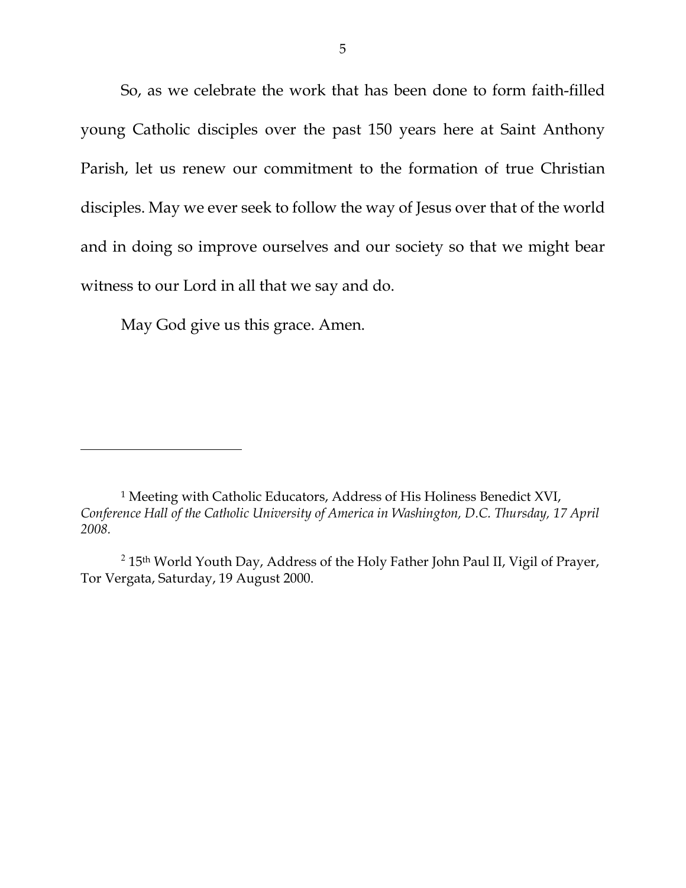So, as we celebrate the work that has been done to form faith-filled young Catholic disciples over the past 150 years here at Saint Anthony Parish, let us renew our commitment to the formation of true Christian disciples. May we ever seek to follow the way of Jesus over that of the world and in doing so improve ourselves and our society so that we might bear witness to our Lord in all that we say and do.

May God give us this grace. Amen.

---

[1] Meeting with Catholic Educators, Address of His Holiness Benedict XVI, *Conference Hall of the Catholic University of America in Washington, D.C. Thursday, 17 April 2008.*

[2] 15th World Youth Day, Address of the Holy Father John Paul II, Vigil of Prayer, Tor Vergata, Saturday, 19 August 2000.